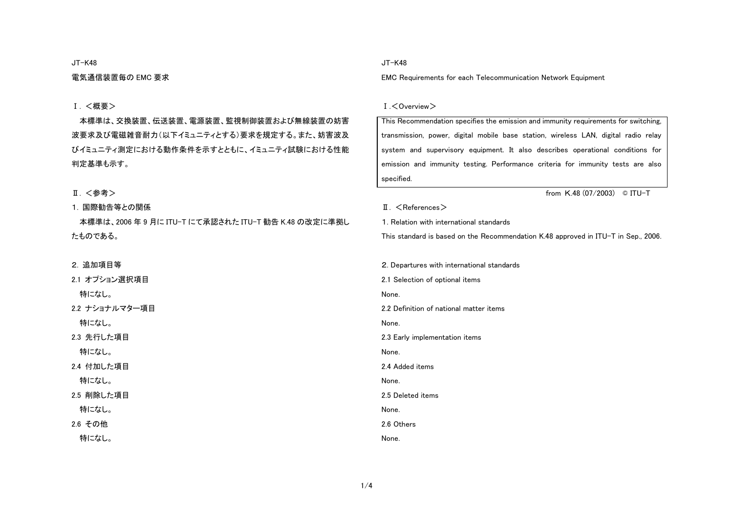JT-K48

# 電気通信装置毎の EMC 要求

## Ⅰ. <概要>

本標準は、交換装置、伝送装置、電源装置、監視制御装置および無線装置の妨害波要求及び電磁雑音耐力(以下イミュニティとする)要求を規定する。また、妨害波及びイミュニティ測定における動作条件を示すとともに、イミュニティ試験における性能判定基準も示す。

## Ⅱ. <参考>

### 1. 国際勧告等との関係

本標準は、2006 年 9 月に ITU-T にて承認された ITU-T 勧告 K.48 の改定に準拠したものである。

### 2. 追加項目等

#### 2.1 オプション選択項目

特になし。

#### 2.2 ナショナルマター項目

特になし。

#### 2.3 先行した項目

特になし。

#### 2.4 付加した項目

特になし。

#### 2.5 削除した項目

特になし。

#### 2.6 その他

特になし。

---

JT-K48

# EMC Requirements for each Telecommunication Network Equipment

## Ⅰ.<Overview>

This Recommendation specifies the emission and immunity requirements for switching, transmission, power, digital mobile base station, wireless LAN, digital radio relay system and supervisory equipment. It also describes operational conditions for emission and immunity testing. Performance criteria for immunity tests are also specified.

from K.48 (07/2003) © ITU-T

## Ⅱ. <References>

### 1. Relation with international standards

This standard is based on the Recommendation K.48 approved in ITU-T in Sep., 2006.

### 2. Departures with international standards

#### 2.1 Selection of optional items

None.

#### 2.2 Definition of national matter items

None.

#### 2.3 Early implementation items

None.

#### 2.4 Added items

None.

#### 2.5 Deleted items

None.

#### 2.6 Others

None.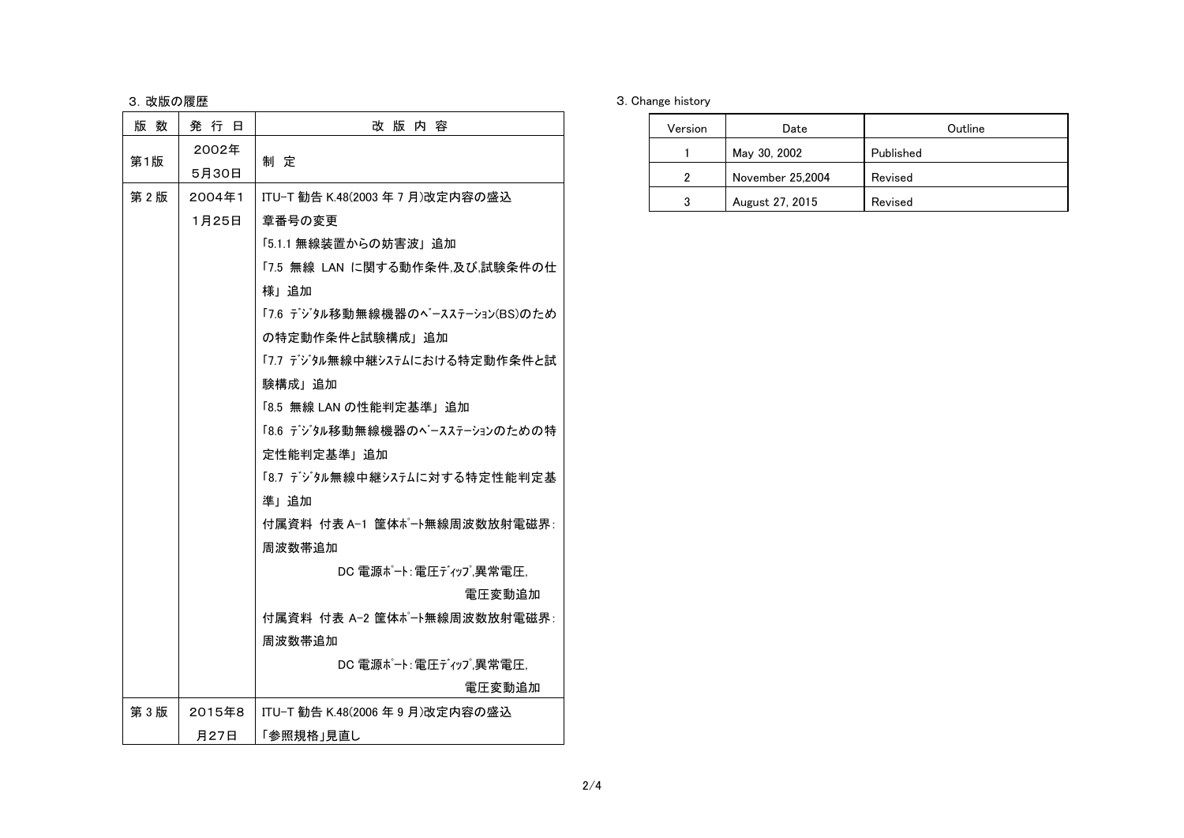3. 改版の履歴

| 版 数 | 発 行 日 | 改 版 内 容 |
|---|---|---|
| 第1版 | 2002年5月30日 | 制 定 |
| 第 2 版 | 2004年11月25日 | ITU-T 勧告 K.48(2003 年 7 月)改定内容の盛込<br>章番号の変更<br>「5.1.1 無線装置からの妨害波」追加<br>「7.5 無線 LAN に関する動作条件,及び,試験条件の仕様」追加<br>「7.6 ﾃﾞｼﾞﾀﾙ移動無線機器のﾍﾞｰｽｽﾃｰｼｮﾝ(BS)のための特定動作条件と試験構成」追加<br>「7.7 ﾃﾞｼﾞﾀﾙ無線中継ｼｽﾃﾑにおける特定動作条件と試験構成」追加<br>「8.5 無線 LAN の性能判定基準」追加<br>「8.6 ﾃﾞｼﾞﾀﾙ移動無線機器のﾍﾞｰｽｽﾃｰｼｮﾝのための特定性能判定基準」追加<br>「8.7 ﾃﾞｼﾞﾀﾙ無線中継ｼｽﾃﾑに対する特定性能判定基準」追加<br>付属資料 付表 A-1 筐体ﾎﾟｰﾄ無線周波数放射電磁界:周波数帯追加<br>DC 電源ﾎﾟｰﾄ:電圧ﾃﾞｨｯﾌﾟ,異常電圧,電圧変動追加<br>付属資料 付表 A-2 筐体ﾎﾟｰﾄ無線周波数放射電磁界:周波数帯追加<br>DC 電源ﾎﾟｰﾄ:電圧ﾃﾞｨｯﾌﾟ,異常電圧,電圧変動追加 |
| 第 3 版 | 2015年8月27日 | ITU-T 勧告 K.48(2006 年 9 月)改定内容の盛込<br>「参照規格」見直し |

3. Change history

| Version | Date | Outline |
|---|---|---|
| 1 | May 30, 2002 | Published |
| 2 | November 25,2004 | Revised |
| 3 | August 27, 2015 | Revised |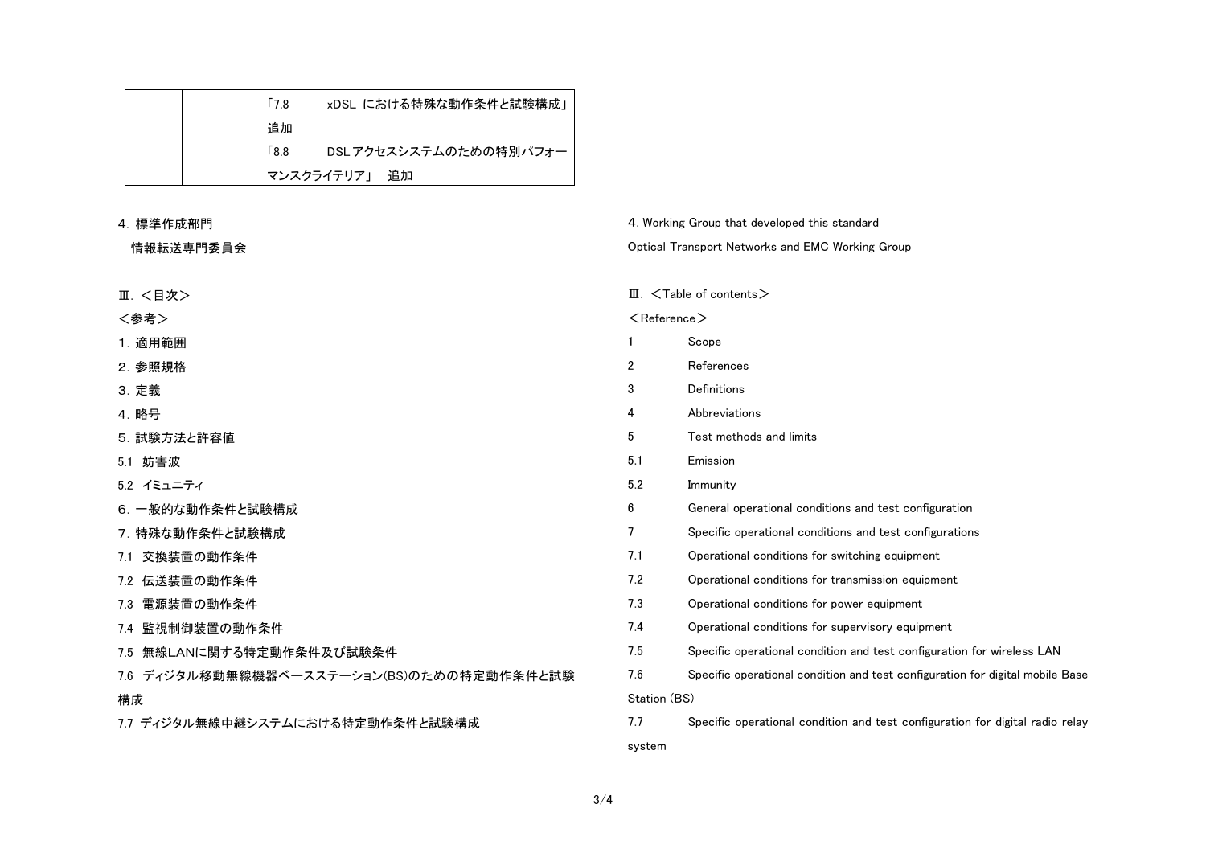| | | 「7.8 xDSL における特殊な動作条件と試験構成」追加<br>「8.8 DSLアクセスシステムのための特別パフォーマンスクライテリア」 追加 |
|---|---|---|

4. 標準作成部門

情報転送専門委員会

Ⅲ. ＜目次＞

＜参考＞

1. 適用範囲
2. 参照規格
3. 定義
4. 略号
5. 試験方法と許容値

5.1 妨害波

5.2 イミュニティ

6. 一般的な動作条件と試験構成
7. 特殊な動作条件と試験構成

7.1 交換装置の動作条件

7.2 伝送装置の動作条件

7.3 電源装置の動作条件

7.4 監視制御装置の動作条件

7.5 無線LANに関する特定動作条件及び試験条件

7.6 ディジタル移動無線機器ベースステーション(BS)のための特定動作条件と試験構成

7.7 ディジタル無線中継システムにおける特定動作条件と試験構成

4. Working Group that developed this standard

Optical Transport Networks and EMC Working Group

Ⅲ. ＜Table of contents＞

＜Reference＞

1 Scope

2 References

3 Definitions

4 Abbreviations

5 Test methods and limits

5.1 Emission

5.2 Immunity

6 General operational conditions and test configuration

7 Specific operational conditions and test configurations

7.1 Operational conditions for switching equipment

7.2 Operational conditions for transmission equipment

7.3 Operational conditions for power equipment

7.4 Operational conditions for supervisory equipment

7.5 Specific operational condition and test configuration for wireless LAN

7.6 Specific operational condition and test configuration for digital mobile Base Station (BS)

7.7 Specific operational condition and test configuration for digital radio relay system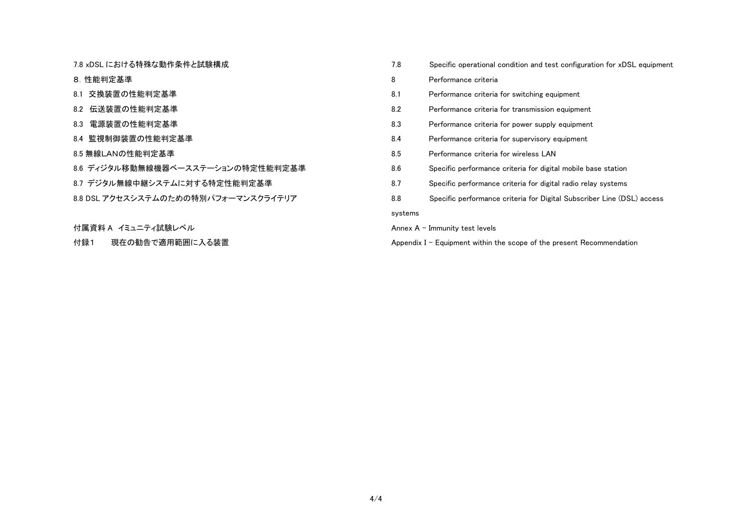| | |
|---|---|
| 7.8 xDSL における特殊な動作条件と試験構成 | 7.8 Specific operational condition and test configuration for xDSL equipment |
| 8. 性能判定基準 | 8 Performance criteria |
| 8.1 交換装置の性能判定基準 | 8.1 Performance criteria for switching equipment |
| 8.2 伝送装置の性能判定基準 | 8.2 Performance criteria for transmission equipment |
| 8.3 電源装置の性能判定基準 | 8.3 Performance criteria for power supply equipment |
| 8.4 監視制御装置の性能判定基準 | 8.4 Performance criteria for supervisory equipment |
| 8.5 無線LANの性能判定基準 | 8.5 Performance criteria for wireless LAN |
| 8.6 ディジタル移動無線機器ベースステーションの特定性能判定基準 | 8.6 Specific performance criteria for digital mobile base station |
| 8.7 デジタル無線中継システムに対する特定性能判定基準 | 8.7 Specific performance criteria for digital radio relay systems |
| 8.8 DSL アクセスシステムのための特別パフォーマンスクライテリア | 8.8 Specific performance criteria for Digital Subscriber Line (DSL) access systems |
| 付属資料 A イミュニティ試験レベル | Annex A – Immunity test levels |
| 付録1 現在の勧告で適用範囲に入る装置 | Appendix I – Equipment within the scope of the present Recommendation |